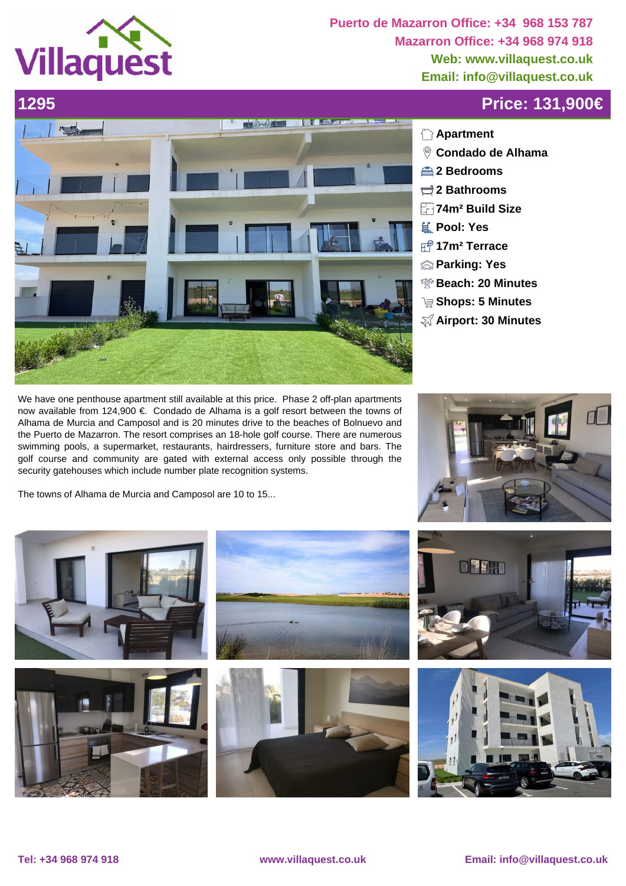Puerto de Mazarron Office: +34 968 153 787
Mazarron Office: +34 968 974 918
Web: www.villaquest.co.uk
Email: info@villaquest.co.uk

# 1295

## Price: 131,900€

- Apartment
- Condado de Alhama
- 2 Bedrooms
- 2 Bathrooms
- 74m² Build Size
- Pool: Yes
- 17m² Terrace
- Parking: Yes
- Beach: 20 Minutes
- Shops: 5 Minutes
- Airport: 30 Minutes

We have one penthouse apartment still available at this price. Phase 2 off-plan apartments now available from 124,900 €. Condado de Alhama is a golf resort between the towns of Alhama de Murcia and Camposol and is 20 minutes drive to the beaches of Bolnuevo and the Puerto de Mazarron. The resort comprises an 18-hole golf course. There are numerous swimming pools, a supermarket, restaurants, hairdressers, furniture store and bars. The golf course and community are gated with external access only possible through the security gatehouses which include number plate recognition systems.

The towns of Alhama de Murcia and Camposol are 10 to 15...

Tel: +34 968 974 918 | www.villaquest.co.uk | Email: info@villaquest.co.uk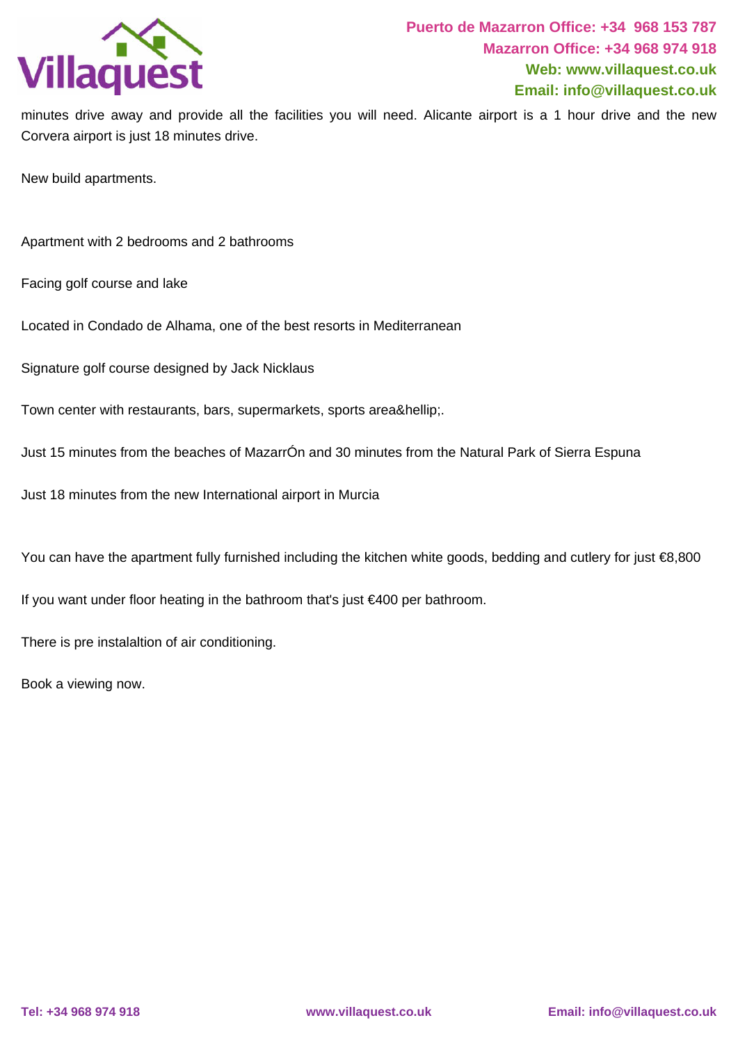minutes drive away and provide all the facilities you will need. Alicante airport is a 1 hour drive and the new Corvera airport is just 18 minutes drive.

New build apartments.

Apartment with 2 bedrooms and 2 bathrooms

Facing golf course and lake

Located in Condado de Alhama, one of the best resorts in Mediterranean

Signature golf course designed by Jack Nicklaus

Town center with restaurants, bars, supermarkets, sports area&hellip;.

Just 15 minutes from the beaches of MazarrÓn and 30 minutes from the Natural Park of Sierra Espuna

Just 18 minutes from the new International airport in Murcia

You can have the apartment fully furnished including the kitchen white goods, bedding and cutlery for just €8,800

If you want under floor heating in the bathroom that's just €400 per bathroom.

There is pre instalaltion of air conditioning.

Book a viewing now.